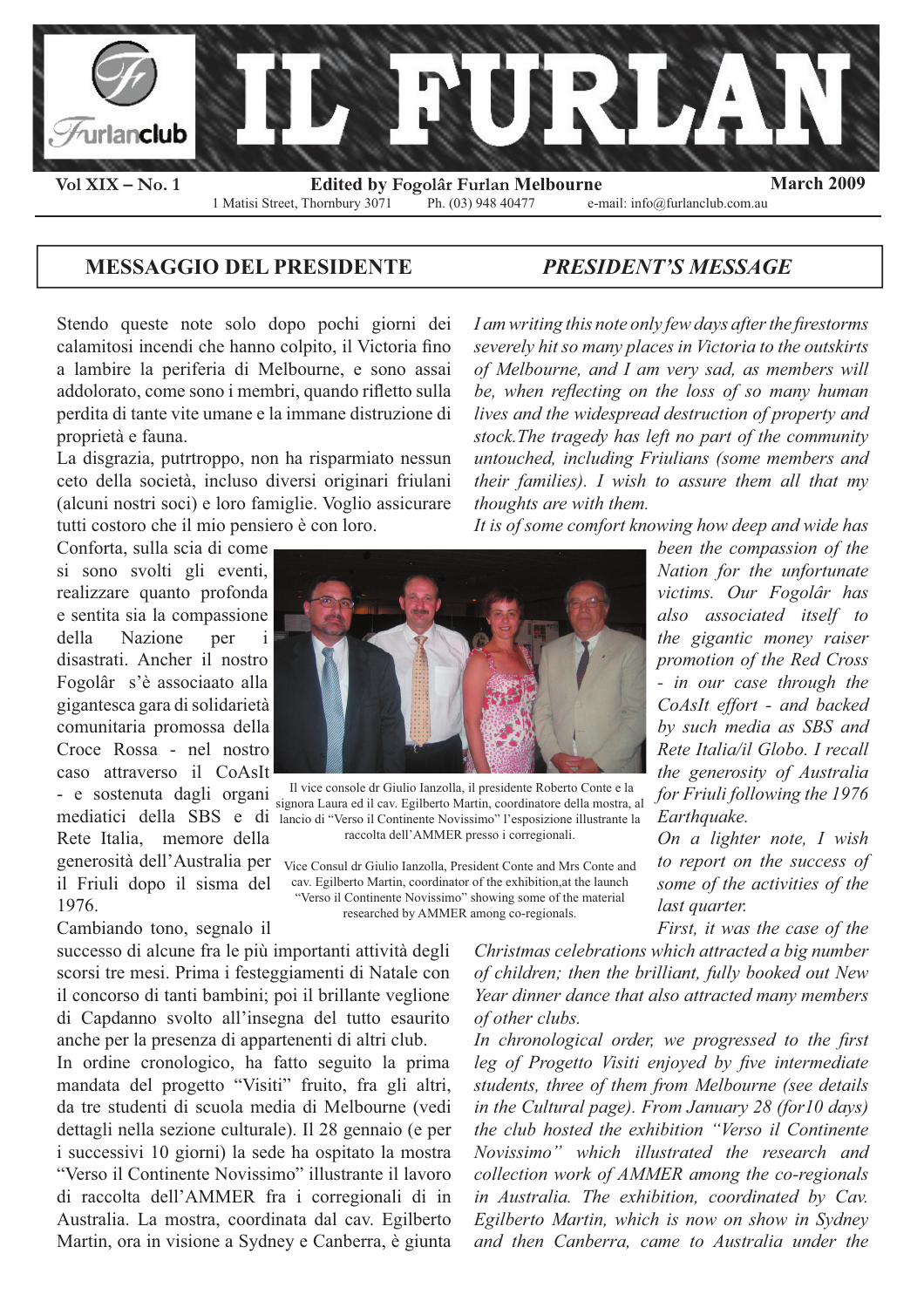# IL FURLAN

**Vol XIX – No. 1** | **Edited by Fogolâr Furlan Melbourne** | **March 2009**

1 Matisi Street, Thornbury 3071 Ph. (03) 948 40477 e-mail: info@furlanclub.com.au

## MESSAGGIO DEL PRESIDENTE

Stendo queste note solo dopo pochi giorni dei calamitosi incendi che hanno colpito, il Victoria fino a lambire la periferia di Melbourne, e sono assai addolorato, come sono i membri, quando rifletto sulla perdita di tante vite umane e la immane distruzione di proprietà e fauna.

La disgrazia, putrtroppo, non ha risparmiato nessun ceto della società, incluso diversi originari friulani (alcuni nostri soci) e loro famiglie. Voglio assicurare tutti costoro che il mio pensiero è con loro.

Conforta, sulla scia di come si sono svolti gli eventi, realizzare quanto profonda e sentita sia la compassione della Nazione per i disastrati. Ancher il nostro Fogolâr s'è associaato alla gigantesca gara di solidarietà comunitaria promossa della Croce Rossa - nel nostro caso attraverso il CoAsIt - e sostenuta dagli organi mediatici della SBS e di Rete Italia, memore della generosità dell'Australia per il Friuli dopo il sisma del 1976.

Cambiando tono, segnalo il successo di alcune fra le più importanti attività degli scorsi tre mesi. Prima i festeggiamenti di Natale con il concorso di tanti bambini; poi il brillante veglione di Capdanno svolto all'insegna del tutto esaurito anche per la presenza di appartenenti di altri club.

In ordine cronologico, ha fatto seguito la prima mandata del progetto "Visiti" fruito, fra gli altri, da tre studenti di scuola media di Melbourne (vedi dettagli nella sezione culturale). Il 28 gennaio (e per i successivi 10 giorni) la sede ha ospitato la mostra "Verso il Continente Novissimo" illustrante il lavoro di raccolta dell'AMMER fra i corregionali di in Australia. La mostra, coordinata dal cav. Egilberto Martin, ora in visione a Sydney e Canberra, è giunta

Il vice console dr Giulio Ianzolla, il presidente Roberto Conte e la signora Laura ed il cav. Egilberto Martin, coordinatore della mostra, al lancio di "Verso il Continente Novissimo" l'esposizione illustrante la raccolta dell'AMMER presso i corregionali.

Vice Consul dr Giulio Ianzolla, President Conte and Mrs Conte and cav. Egilberto Martin, coordinator of the exhibition,at the launch "Verso il Continente Novissimo" showing some of the material researched by AMMER among co-regionals.

## *PRESIDENT'S MESSAGE*

*I am writing this note only few days after the firestorms severely hit so many places in Victoria to the outskirts of Melbourne, and I am very sad, as members will be, when reflecting on the loss of so many human lives and the widespread destruction of property and stock.The tragedy has left no part of the community untouched, including Friulians (some members and their families). I wish to assure them all that my thoughts are with them.*

*It is of some comfort knowing how deep and wide has been the compassion of the Nation for the unfortunate victims. Our Fogolâr has also associated itself to the gigantic money raiser promotion of the Red Cross - in our case through the CoAsIt effort - and backed by such media as SBS and Rete Italia/il Globo. I recall the generosity of Australia for Friuli following the 1976 Earthquake.*

*On a lighter note, I wish to report on the success of some of the activities of the last quarter.*

*First, it was the case of the Christmas celebrations which attracted a big number of children; then the brilliant, fully booked out New Year dinner dance that also attracted many members of other clubs.*

*In chronological order, we progressed to the first leg of Progetto Visiti enjoyed by five intermediate students, three of them from Melbourne (see details in the Cultural page). From January 28 (for10 days) the club hosted the exhibition "Verso il Continente Novissimo" which illustrated the research and collection work of AMMER among the co-regionals in Australia. The exhibition, coordinated by Cav. Egilberto Martin, which is now on show in Sydney and then Canberra, came to Australia under the*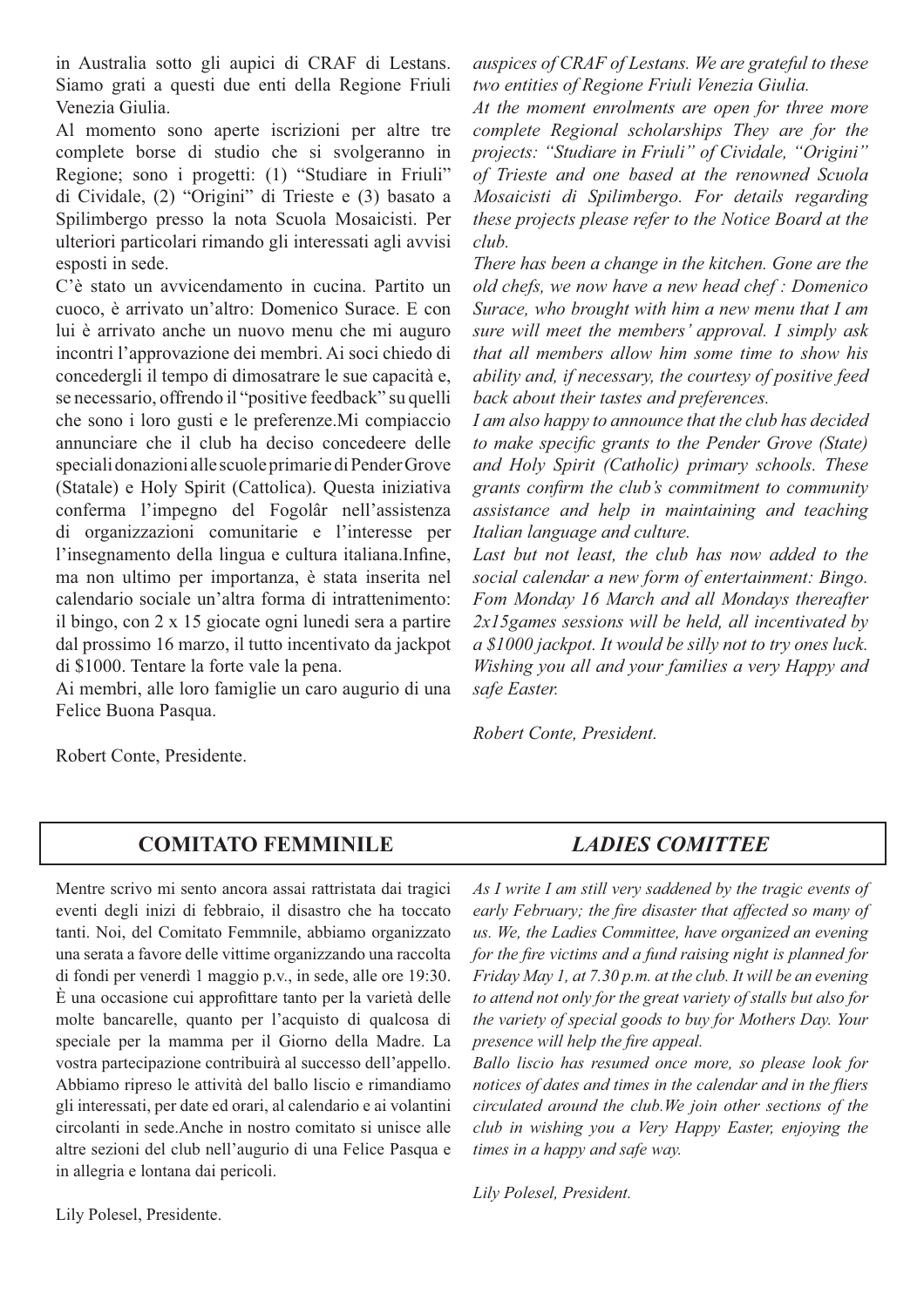in Australia sotto gli aupici di CRAF di Lestans. Siamo grati a questi due enti della Regione Friuli Venezia Giulia.

Al momento sono aperte iscrizioni per altre tre complete borse di studio che si svolgeranno in Regione; sono i progetti: (1) "Studiare in Friuli" di Cividale, (2) "Origini" di Trieste e (3) basato a Spilimbergo presso la nota Scuola Mosaicisti. Per ulteriori particolari rimando gli interessati agli avvisi esposti in sede.

C'è stato un avvicendamento in cucina. Partito un cuoco, è arrivato un'altro: Domenico Surace. E con lui è arrivato anche un nuovo menu che mi auguro incontri l'approvazione dei membri. Ai soci chiedo di concedergli il tempo di dimosatrare le sue capacità e, se necessario, offrendo il "positive feedback" su quelli che sono i loro gusti e le preferenze.Mi compiaccio annunciare che il club ha deciso concedeere delle speciali donazioni alle scuole primarie di Pender Grove (Statale) e Holy Spirit (Cattolica). Questa iniziativa conferma l'impegno del Fogolâr nell'assistenza di organizzazioni comunitarie e l'interesse per l'insegnamento della lingua e cultura italiana.Infine, ma non ultimo per importanza, è stata inserita nel calendario sociale un'altra forma di intrattenimento: il bingo, con 2 x 15 giocate ogni lunedi sera a partire dal prossimo 16 marzo, il tutto incentivato da jackpot di \$1000. Tentare la forte vale la pena.

Ai membri, alle loro famiglie un caro augurio di una Felice Buona Pasqua.

Robert Conte, Presidente.

*auspices of CRAF of Lestans. We are grateful to these two entities of Regione Friuli Venezia Giulia.*

*At the moment enrolments are open for three more complete Regional scholarships They are for the projects: "Studiare in Friuli" of Cividale, "Origini" of Trieste and one based at the renowned Scuola Mosaicisti di Spilimbergo. For details regarding these projects please refer to the Notice Board at the club.*

*There has been a change in the kitchen. Gone are the old chefs, we now have a new head chef : Domenico Surace, who brought with him a new menu that I am sure will meet the members' approval. I simply ask that all members allow him some time to show his ability and, if necessary, the courtesy of positive feed back about their tastes and preferences.*

*I am also happy to announce that the club has decided to make specific grants to the Pender Grove (State) and Holy Spirit (Catholic) primary schools. These grants confirm the club's commitment to community assistance and help in maintaining and teaching Italian language and culture.*

*Last but not least, the club has now added to the social calendar a new form of entertainment: Bingo. Fom Monday 16 March and all Mondays thereafter 2x15games sessions will be held, all incentivated by a \$1000 jackpot. It would be silly not to try ones luck. Wishing you all and your families a very Happy and safe Easter.*

*Robert Conte, President.*

## COMITATO FEMMINILE / *LADIES COMITTEE*

Mentre scrivo mi sento ancora assai rattristata dai tragici eventi degli inizi di febbraio, il disastro che ha toccato tanti. Noi, del Comitato Femmnile, abbiamo organizzato una serata a favore delle vittime organizzando una raccolta di fondi per venerdì 1 maggio p.v., in sede, alle ore 19:30. È una occasione cui approfittare tanto per la varietà delle molte bancarelle, quanto per l'acquisto di qualcosa di speciale per la mamma per il Giorno della Madre. La vostra partecipazione contribuirà al successo dell'appello. Abbiamo ripreso le attività del ballo liscio e rimandiamo gli interessati, per date ed orari, al calendario e ai volantini circolanti in sede.Anche in nostro comitato si unisce alle altre sezioni del club nell'augurio di una Felice Pasqua e in allegria e lontana dai pericoli.

Lily Polesel, Presidente.

*As I write I am still very saddened by the tragic events of early February; the fire disaster that affected so many of us. We, the Ladies Committee, have organized an evening for the fire victims and a fund raising night is planned for Friday May 1, at 7.30 p.m. at the club. It will be an evening to attend not only for the great variety of stalls but also for the variety of special goods to buy for Mothers Day. Your presence will help the fire appeal.*

*Ballo liscio has resumed once more, so please look for notices of dates and times in the calendar and in the fliers circulated around the club.We join other sections of the club in wishing you a Very Happy Easter, enjoying the times in a happy and safe way.*

*Lily Polesel, President.*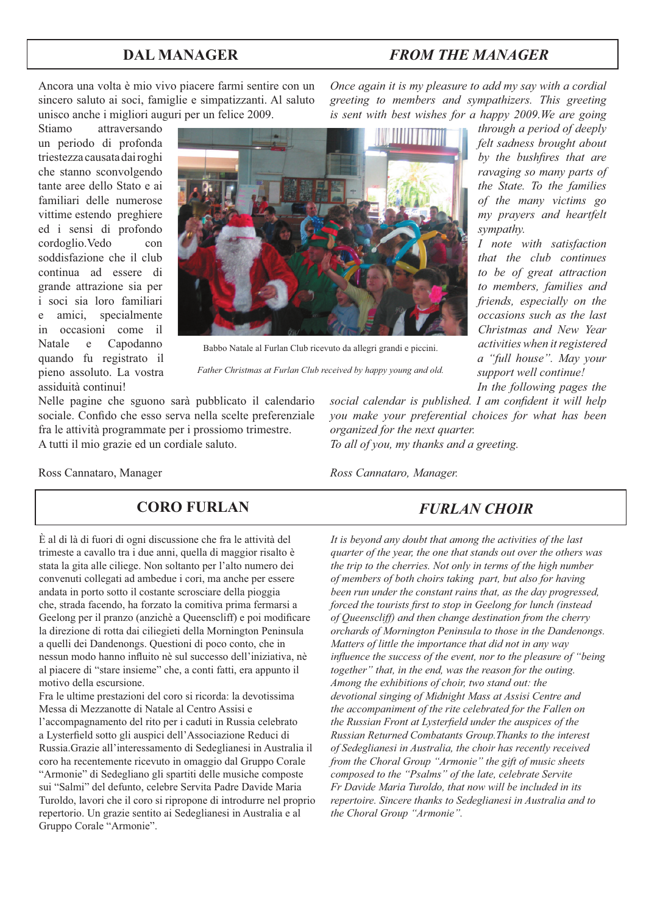## DAL MANAGER

Ancora una volta è mio vivo piacere farmi sentire con un sincero saluto ai soci, famiglie e simpatizzanti. Al saluto unisco anche i migliori auguri per un felice 2009.
Stiamo attraversando un periodo di profonda triestezza causata dai roghi che stanno sconvolgendo tante aree dello Stato e ai familiari delle numerose vittime estendo preghiere ed i sensi di profondo cordoglio. Vedo con soddisfazione che il club continua ad essere di grande attrazione sia per i soci sia loro familiari e amici, specialmente in occasioni come il Natale e Capodanno quando fu registrato il pieno assoluto. La vostra assiduità continui!
Nelle pagine che sguono sarà pubblicato il calendario sociale. Confido che esso serva nella scelte preferenziale fra le attività programmate per i prossiomo trimestre.
A tutti il mio grazie ed un cordiale saluto.

Ross Cannataro, Manager

Babbo Natale al Furlan Club ricevuto da allegri grandi e piccini.

*Father Christmas at Furlan Club received by happy young and old.*

## *FROM THE MANAGER*

*Once again it is my pleasure to add my say with a cordial greeting to members and sympathizers. This greeting is sent with best wishes for a happy 2009. We are going through a period of deeply felt sadness brought about by the bushfires that are ravaging so many parts of the State. To the families of the many victims go my prayers and heartfelt sympathy.*
*I note with satisfaction that the club continues to be of great attraction to members, families and friends, especially on the occasions such as the last Christmas and New Year activities when it registered a "full house". May your support well continue!*
*In the following pages the social calendar is published. I am confident it will help you make your preferential choices for what has been organized for the next quarter.*
*To all of you, my thanks and a greeting.*

*Ross Cannataro, Manager.*

## CORO FURLAN

È al di là di fuori di ogni discussione che fra le attività del trimeste a cavallo tra i due anni, quella di maggior risalto è stata la gita alle ciliege. Non soltanto per l'alto numero dei convenuti collegati ad ambedue i cori, ma anche per essere andata in porto sotto il costante scrosciare della pioggia che, strada facendo, ha forzato la comitiva prima fermarsi a Geelong per il pranzo (anzichè a Queenscliff) e poi modificare la direzione di rotta dai ciliegieti della Mornington Peninsula a quelli dei Dandenongs. Questioni di poco conto, che in nessun modo hanno influito nè sul successo dell'iniziativa, nè al piacere di "stare insieme" che, a conti fatti, era appunto il motivo della escursione.
Fra le ultime prestazioni del coro si ricorda: la devotissima Messa di Mezzanotte di Natale al Centro Assisi e l'accompagnamento del rito per i caduti in Russia celebrato a Lysterfield sotto gli auspici dell'Associazione Reduci di Russia. Grazie all'interessamento di Sedeglianesi in Australia il coro ha recentemente ricevuto in omaggio dal Gruppo Corale "Armonie" di Sedegliano gli spartiti delle musiche composte sui "Salmi" del defunto, celebre Servita Padre Davide Maria Turoldo, lavori che il coro si ripropone di introdurre nel proprio repertorio. Un grazie sentito ai Sedeglianesi in Australia e al Gruppo Corale "Armonie".

## *FURLAN CHOIR*

*It is beyond any doubt that among the activities of the last quarter of the year, the one that stands out over the others was the trip to the cherries. Not only in terms of the high number of members of both choirs taking part, but also for having been run under the constant rains that, as the day progressed, forced the tourists first to stop in Geelong for lunch (instead of Queenscliff) and then change destination from the cherry orchards of Mornington Peninsula to those in the Dandenongs. Matters of little the importance that did not in any way influence the success of the event, nor to the pleasure of "being together" that, in the end, was the reason for the outing.*
*Among the exhibitions of choir, two stand out: the devotional singing of Midnight Mass at Assisi Centre and the accompaniment of the rite celebrated for the Fallen on the Russian Front at Lysterfield under the auspices of the Russian Returned Combatants Group. Thanks to the interest of Sedeglianesi in Australia, the choir has recently received from the Choral Group "Armonie" the gift of music sheets composed to the "Psalms" of the late, celebrate Servite Fr Davide Maria Turoldo, that now will be included in its repertoire. Sincere thanks to Sedeglianesi in Australia and to the Choral Group "Armonie".*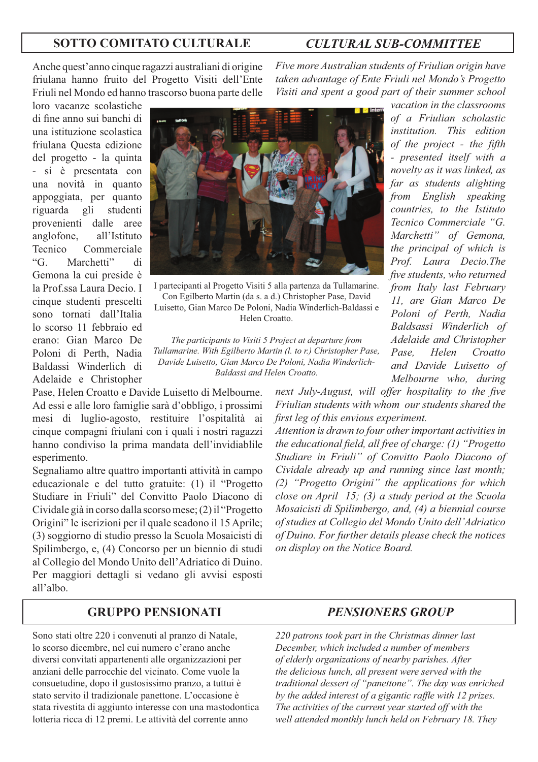## SOTTO COMITATO CULTURALE

## *CULTURAL SUB-COMMITTEE*

Anche quest'anno cinque ragazzi australiani di origine friulana hanno fruito del Progetto Visiti dell'Ente Friuli nel Mondo ed hanno trascorso buona parte delle loro vacanze scolastiche di fine anno sui banchi di una istituzione scolastica friulana Questa edizione del progetto - la quinta - si è presentata con una novità in quanto appoggiata, per quanto riguarda gli studenti provenienti dalle aree anglofone, all'Istituto Tecnico Commerciale "G. Marchetti" di Gemona la cui preside è la Prof.ssa Laura Decio. I cinque studenti prescelti sono tornati dall'Italia lo scorso 11 febbraio ed erano: Gian Marco De Poloni di Perth, Nadia Baldassi Winderlich di Adelaide e Christopher Pase, Helen Croatto e Davide Luisetto di Melbourne. Ad essi e alle loro famiglie sarà d'obbligo, i prossimi mesi di luglio-agosto, restituire l'ospitalità ai cinque compagni friulani con i quali i nostri ragazzi hanno condiviso la prima mandata dell'invidiablile esperimento.

Segnaliamo altre quattro importanti attività in campo educazionale e del tutto gratuite: (1) il "Progetto Studiare in Friuli" del Convitto Paolo Diacono di Cividale già in corso dalla scorso mese; (2) il "Progetto Origini" le iscrizioni per il quale scadono il 15 Aprile; (3) soggiorno di studio presso la Scuola Mosaicisti di Spilimbergo, e, (4) Concorso per un biennio di studi al Collegio del Mondo Unito dell'Adriatico di Duino. Per maggiori dettagli si vedano gli avvisi esposti all'albo.

I partecipanti al Progetto Visiti 5 alla partenza da Tullamarine. Con Egilberto Martin (da s. a d.) Christopher Pase, David Luisetto, Gian Marco De Poloni, Nadia Winderlich-Baldassi e Helen Croatto.

*The participants to Visiti 5 Project at departure from Tullamarine. With Egilberto Martin (l. to r.) Christopher Pase, Davide Luisetto, Gian Marco De Poloni, Nadia Winderlich-Baldassi and Helen Croatto.*

*Five more Australian students of Friulian origin have taken advantage of Ente Friuli nel Mondo's Progetto Visiti and spent a good part of their summer school vacation in the classrooms of a Friulian scholastic institution. This edition of the project - the fifth - presented itself with a novelty as it was linked, as far as students alighting from English speaking countries, to the Istituto Tecnico Commerciale "G. Marchetti" of Gemona, the principal of which is Prof. Laura Decio.The five students, who returned from Italy last February 11, are Gian Marco De Poloni of Perth, Nadia Baldsassi Winderlich of Adelaide and Christopher Pase, Helen Croatto and Davide Luisetto of Melbourne who, during next July-August, will offer hospitality to the five Friulian students with whom our students shared the first leg of this envious experiment.*

*Attention is drawn to four other important activities in the educational field, all free of charge: (1) "Progetto Studiare in Friuli" of Convitto Paolo Diacono of Cividale already up and running since last month; (2) "Progetto Origini" the applications for which close on April 15; (3) a study period at the Scuola Mosaicisti di Spilimbergo, and, (4) a biennial course of studies at Collegio del Mondo Unito dell'Adriatico of Duino. For further details please check the notices on display on the Notice Board.*

## GRUPPO PENSIONATI

## *PENSIONERS GROUP*

Sono stati oltre 220 i convenuti al pranzo di Natale, lo scorso dicembre, nel cui numero c'erano anche diversi convitati appartenenti alle organizzazioni per anziani delle parrocchie del vicinato. Come vuole la consuetudine, dopo il gustosissimo pranzo, a tutti è stato servito il tradizionale panettone. L'occasione è stata rivestita di aggiunto interesse con una mastodontica lotteria ricca di 12 premi. Le attività del corrente anno

*220 patrons took part in the Christmas dinner last December, which included a number of members of elderly organizations of nearby parishes. After the delicious lunch, all present were served with the traditional dessert of "panettone". The day was enriched by the added interest of a gigantic raffle with 12 prizes. The activities of the current year started off with the well attended monthly lunch held on February 18. They*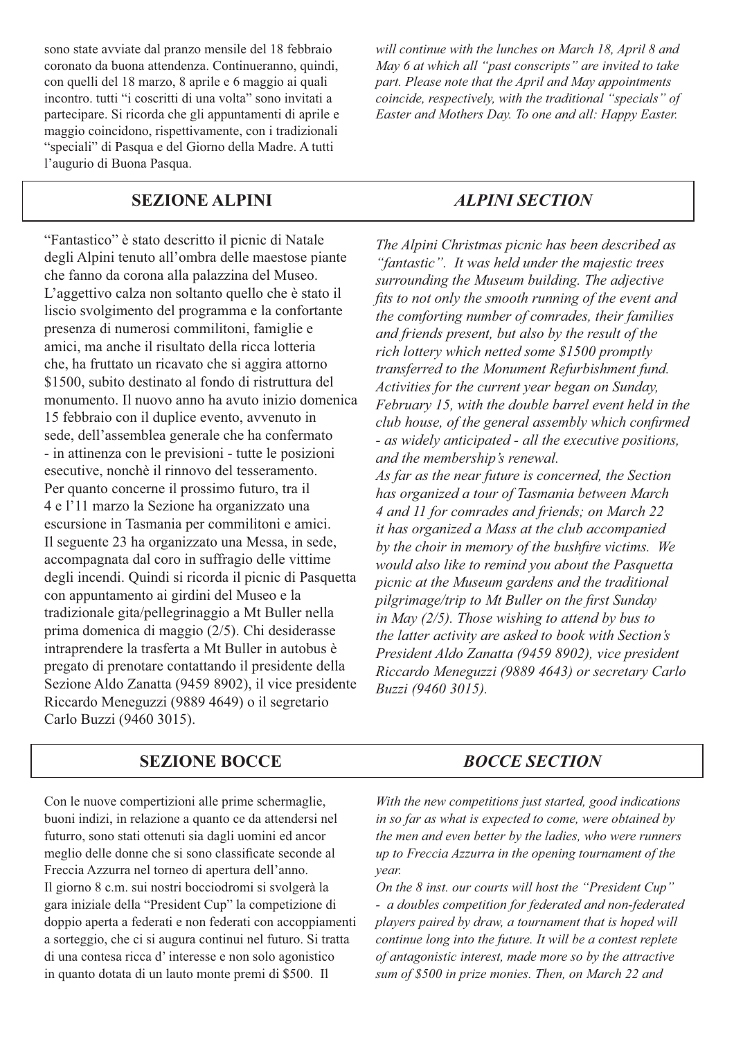sono state avviate dal pranzo mensile del 18 febbraio coronato da buona attendenza. Continueranno, quindi, con quelli del 18 marzo, 8 aprile e 6 maggio ai quali incontro. tutti "i coscritti di una volta" sono invitati a partecipare. Si ricorda che gli appuntamenti di aprile e maggio coincidono, rispettivamente, con i tradizionali "speciali" di Pasqua e del Giorno della Madre. A tutti l'augurio di Buona Pasqua.

*will continue with the lunches on March 18, April 8 and May 6 at which all "past conscripts" are invited to take part. Please note that the April and May appointments coincide, respectively, with the traditional "specials" of Easter and Mothers Day. To one and all: Happy Easter.*

## SEZIONE ALPINI

"Fantastico" è stato descritto il picnic di Natale degli Alpini tenuto all'ombra delle maestose piante che fanno da corona alla palazzina del Museo. L'aggettivo calza non soltanto quello che è stato il liscio svolgimento del programma e la confortante presenza di numerosi commilitoni, famiglie e amici, ma anche il risultato della ricca lotteria che, ha fruttato un ricavato che si aggira attorno $1500, subito destinato al fondo di ristruttura del monumento. Il nuovo anno ha avuto inizio domenica 15 febbraio con il duplice evento, avvenuto in sede, dell'assemblea generale che ha confermato - in attinenza con le previsioni - tutte le posizioni esecutive, nonchè il rinnovo del tesseramento. Per quanto concerne il prossimo futuro, tra il 4 e l'11 marzo la Sezione ha organizzato una escursione in Tasmania per commilitoni e amici. Il seguente 23 ha organizzato una Messa, in sede, accompagnata dal coro in suffragio delle vittime degli incendi. Quindi si ricorda il picnic di Pasquetta con appuntamento ai girdini del Museo e la tradizionale gita/pellegrinaggio a Mt Buller nella prima domenica di maggio (2/5). Chi desiderasse intraprendere la trasferta a Mt Buller in autobus è pregato di prenotare contattando il presidente della Sezione Aldo Zanatta (9459 8902), il vice presidente Riccardo Meneguzzi (9889 4649) o il segretario Carlo Buzzi (9460 3015).

## *ALPINI SECTION*

*The Alpini Christmas picnic has been described as "fantastic". It was held under the majestic trees surrounding the Museum building. The adjective fits to not only the smooth running of the event and the comforting number of comrades, their families and friends present, but also by the result of the rich lottery which netted some $1500 promptly transferred to the Monument Refurbishment fund. Activities for the current year began on Sunday, February 15, with the double barrel event held in the club house, of the general assembly which confirmed - as widely anticipated - all the executive positions, and the membership's renewal.*

*As far as the near future is concerned, the Section has organized a tour of Tasmania between March 4 and 11 for comrades and friends; on March 22 it has organized a Mass at the club accompanied by the choir in memory of the bushfire victims. We would also like to remind you about the Pasquetta picnic at the Museum gardens and the traditional pilgrimage/trip to Mt Buller on the first Sunday in May (2/5). Those wishing to attend by bus to the latter activity are asked to book with Section's President Aldo Zanatta (9459 8902), vice president Riccardo Meneguzzi (9889 4643) or secretary Carlo Buzzi (9460 3015).*

## SEZIONE BOCCE

Con le nuove compertizioni alle prime schermaglie, buoni indizi, in relazione a quanto ce da attendersi nel futurro, sono stati ottenuti sia dagli uomini ed ancor meglio delle donne che si sono classificate seconde al Freccia Azzurra nel torneo di apertura dell'anno. Il giorno 8 c.m. sui nostri bocciodromi si svolgerà la gara iniziale della "President Cup" la competizione di doppio aperta a federati e non federati con accoppiamenti a sorteggio, che ci si augura continui nel futuro. Si tratta di una contesa ricca d' interesse e non solo agonistico in quanto dotata di un lauto monte premi di $500. Il

## *BOCCE SECTION*

*With the new competitions just started, good indications in so far as what is expected to come, were obtained by the men and even better by the ladies, who were runners up to Freccia Azzurra in the opening tournament of the year.*

*On the 8 inst. our courts will host the "President Cup" - a doubles competition for federated and non-federated players paired by draw, a tournament that is hoped will continue long into the future. It will be a contest replete of antagonistic interest, made more so by the attractive sum of $500 in prize monies. Then, on March 22 and*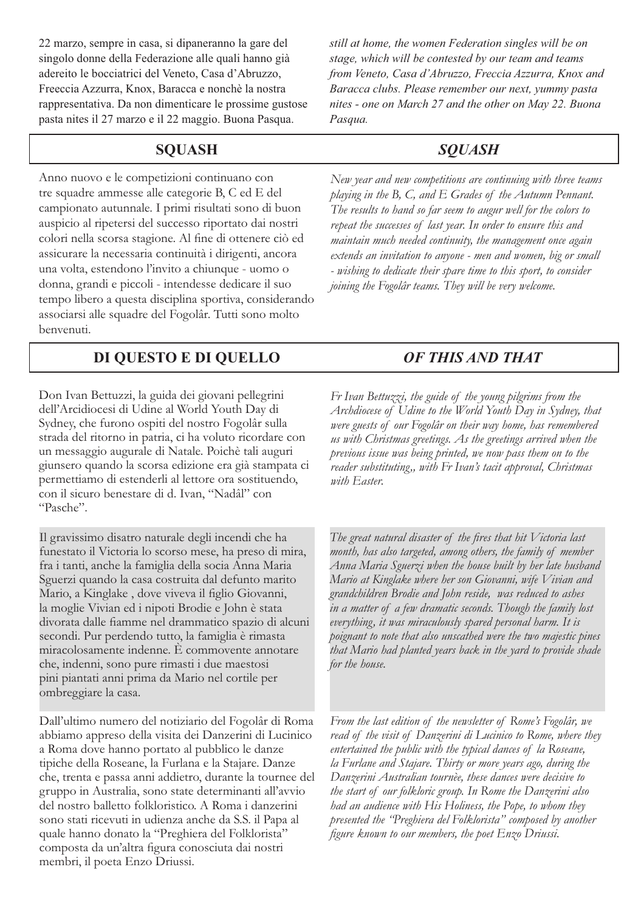22 marzo, sempre in casa, si dipaneranno la gare del singolo donne della Federazione alle quali hanno già adereito le bocciatrici del Veneto, Casa d'Abruzzo, Freeccia Azzurra, Knox, Baracca e nonchè la nostra rappresentativa. Da non dimenticare le prossime gustose pasta nites il 27 marzo e il 22 maggio. Buona Pasqua.

*still at home, the women Federation singles will be on stage, which will be contested by our team and teams from Veneto, Casa d'Abruzzo, Freccia Azzurra, Knox and Baracca clubs. Please remember our next, yummy pasta nites - one on March 27 and the other on May 22. Buona Pasqua.*

## SQUASH

Anno nuovo e le competizioni continuano con tre squadre ammesse alle categorie B, C ed E del campionato autunnale. I primi risultati sono di buon auspicio al ripetersi del successo riportato dai nostri colori nella scorsa stagione. Al fine di ottenere ciò ed assicurare la necessaria continuità i dirigenti, ancora una volta, estendono l'invito a chiunque - uomo o donna, grandi e piccoli - intendesse dedicare il suo tempo libero a questa disciplina sportiva, considerando associarsi alle squadre del Fogolâr. Tutti sono molto benvenuti.

## *SQUASH*

*New year and new competitions are continuing with three teams playing in the B, C, and E Grades of the Autumn Pennant. The results to hand so far seem to augur well for the colors to repeat the successes of last year. In order to ensure this and maintain much needed continuity, the management once again extends an invitation to anyone - men and women, big or small - wishing to dedicate their spare time to this sport, to consider joining the Fogolâr teams. They will be very welcome.*

## DI QUESTO E DI QUELLO

Don Ivan Bettuzzi, la guida dei giovani pellegrini dell'Arcidiocesi di Udine al World Youth Day di Sydney, che furono ospiti del nostro Fogolâr sulla strada del ritorno in patria, ci ha voluto ricordare con un messaggio augurale di Natale. Poichè tali auguri giunsero quando la scorsa edizione era già stampata ci permettiamo di estenderli al lettore ora sostituendo, con il sicuro benestare di d. Ivan, "Nadâl" con "Pasche".

Il gravissimo disatro naturale degli incendi che ha funestato il Victoria lo scorso mese, ha preso di mira, fra i tanti, anche la famiglia della socia Anna Maria Sguerzi quando la casa costruita dal defunto marito Mario, a Kinglake , dove viveva il figlio Giovanni, la moglie Vivian ed i nipoti Brodie e John è stata divorata dalle fiamme nel drammatico spazio di alcuni secondi. Pur perdendo tutto, la famiglia è rimasta miracolosamente indenne. È commovente annotare che, indenni, sono pure rimasti i due maestosi pini piantati anni prima da Mario nel cortile per ombreggiare la casa.

Dall'ultimo numero del notiziario del Fogolâr di Roma abbiamo appreso della visita dei Danzerini di Lucinico a Roma dove hanno portato al pubblico le danze tipiche della Roseane, la Furlana e la Stajare. Danze che, trenta e passa anni addietro, durante la tournee del gruppo in Australia, sono state determinanti all'avvio del nostro balletto folkloristico. A Roma i danzerini sono stati ricevuti in udienza anche da S.S. il Papa al quale hanno donato la "Preghiera del Folklorista" composta da un'altra figura conosciuta dai nostri membri, il poeta Enzo Driussi.

## *OF THIS AND THAT*

*Fr Ivan Bettuzzi, the guide of the young pilgrims from the Archdiocese of Udine to the World Youth Day in Sydney, that were guests of our Fogolâr on their way home, has remembered us with Christmas greetings. As the greetings arrived when the previous issue was being printed, we now pass them on to the reader substituting,, with Fr Ivan's tacit approval, Christmas with Easter.*

*The great natural disaster of the fires that hit Victoria last month, has also targeted, among others, the family of member Anna Maria Sguerzi when the house built by her late husband Mario at Kinglake where her son Giovanni, wife Vivian and grandchildren Brodie and John reside, was reduced to ashes in a matter of a few dramatic seconds. Though the family lost everything, it was miraculously spared personal harm. It is poignant to note that also unscathed were the two majestic pines that Mario had planted years back in the yard to provide shade for the house.*

*From the last edition of the newsletter of Rome's Fogolâr, we read of the visit of Danzerini di Lucinico to Rome, where they entertained the public with the typical dances of la Roseane, la Furlane and Stajare. Thirty or more years ago, during the Danzerini Australian tournèe, these dances were decisive to the start of our folkloric group. In Rome the Danzerini also had an audience with His Holiness, the Pope, to whom they presented the "Preghiera del Folklorista" composed by another figure known to our members, the poet Enzo Driussi.*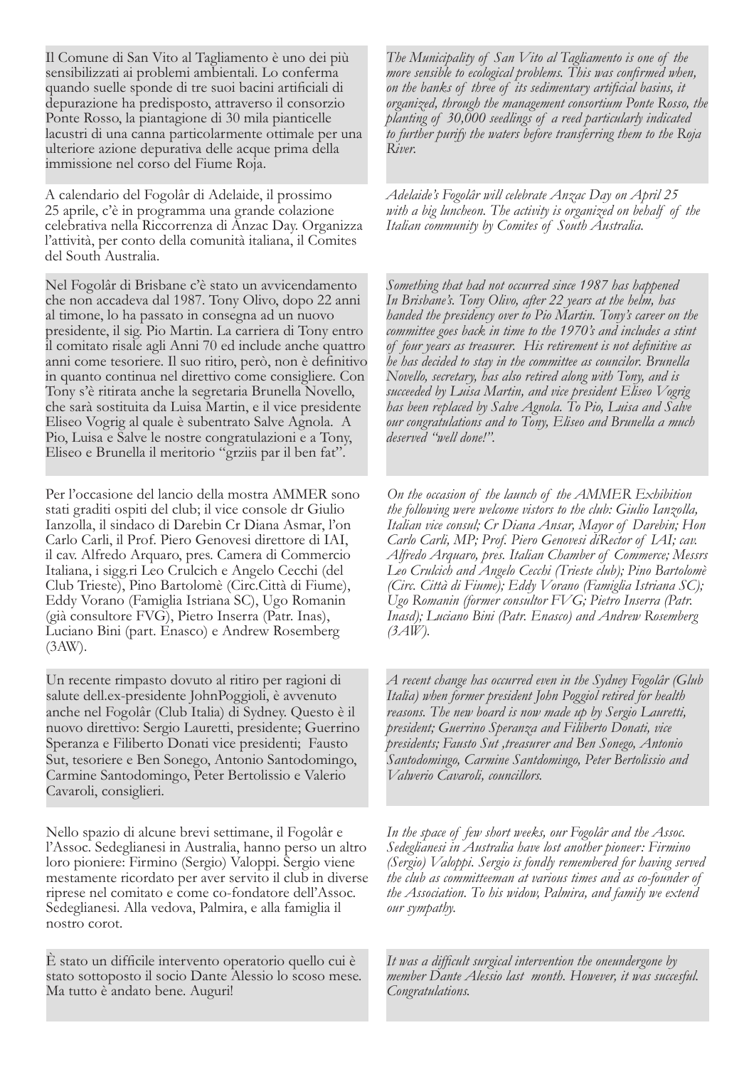Il Comune di San Vito al Tagliamento è uno dei più sensibilizzati ai problemi ambientali. Lo conferma quando suelle sponde di tre suoi bacini artificiali di depurazione ha predisposto, attraverso il consorzio Ponte Rosso, la piantagione di 30 mila pianticelle lacustri di una canna particolarmente ottimale per una ulteriore azione depurativa delle acque prima della immissione nel corso del Fiume Roja.

*The Municipality of San Vito al Tagliamento is one of the more sensible to ecological problems. This was confirmed when, on the banks of three of its sedimentary artificial basins, it organized, through the management consortium Ponte Rosso, the planting of 30,000 seedlings of a reed particularly indicated to further purify the waters before transferring them to the Roja River.*

A calendario del Fogolâr di Adelaide, il prossimo 25 aprile, c'è in programma una grande colazione celebrativa nella Riccorrenza di Anzac Day. Organizza l'attività, per conto della comunità italiana, il Comites del South Australia.

*Adelaide's Fogolâr will celebrate Anzac Day on April 25 with a big luncheon. The activity is organized on behalf of the Italian community by Comites of South Australia.*

Nel Fogolâr di Brisbane c'è stato un avvicendamento che non accadeva dal 1987. Tony Olivo, dopo 22 anni al timone, lo ha passato in consegna ad un nuovo presidente, il sig. Pio Martin. La carriera di Tony entro il comitato risale agli Anni 70 ed include anche quattro anni come tesoriere. Il suo ritiro, però, non è definitivo in quanto continua nel direttivo come consigliere. Con Tony s'è ritirata anche la segretaria Brunella Novello, che sarà sostituita da Luisa Martin, e il vice presidente Eliseo Vogrig al quale è subentrato Salve Agnola. A Pio, Luisa e Salve le nostre congratulazioni e a Tony, Eliseo e Brunella il meritorio "grziis par il ben fat".

*Something that had not occurred since 1987 has happened In Brisbane's. Tony Olivo, after 22 years at the helm, has handed the presidency over to Pio Martin. Tony's career on the committee goes back in time to the 1970's and includes a stint of four years as treasurer. His retirement is not definitive as he has decided to stay in the committee as councilor. Brunella Novello, secretary, has also retired along with Tony, and is succeeded by Luisa Martin, and vice president Eliseo Vogrig has been replaced by Salve Agnola. To Pio, Luisa and Salve our congratulations and to Tony, Eliseo and Brunella a much deserved "well done!".*

Per l'occasione del lancio della mostra AMMER sono stati graditi ospiti del club; il vice console dr Giulio Ianzolla, il sindaco di Darebin Cr Diana Asmar, l'on Carlo Carli, il Prof. Piero Genovesi direttore di IAI, il cav. Alfredo Arquaro, pres. Camera di Commercio Italiana, i sigg.ri Leo Crulcich e Angelo Cecchi (del Club Trieste), Pino Bartolomè (Circ.Città di Fiume), Eddy Vorano (Famiglia Istriana SC), Ugo Romanin (già consultore FVG), Pietro Inserra (Patr. Inas), Luciano Bini (part. Enasco) e Andrew Rosemberg (3AW).

*On the occasion of the launch of the AMMER Exhibition the following were welcome vistors to the club: Giulio Ianzolla, Italian vice consul; Cr Diana Ansar, Mayor of Darebin; Hon Carlo Carli, MP; Prof. Piero Genovesi diRector of IAI; cav. Alfredo Arquaro, pres. Italian Chamber of Commerce; Messrs Leo Crulcich and Angelo Cecchi (Trieste club); Pino Bartolomè (Circ. Città di Fiume); Eddy Vorano (Famiglia Istriana SC); Ugo Romanin (former consultor FVG; Pietro Inserra (Patr. Inasd); Luciano Bini (Patr. Enasco) and Andrew Rosemberg (3AW).*

Un recente rimpasto dovuto al ritiro per ragioni di salute dell.ex-presidente JohnPoggioli, è avvenuto anche nel Fogolâr (Club Italia) di Sydney. Questo è il nuovo direttivo: Sergio Lauretti, presidente; Guerrino Speranza e Filiberto Donati vice presidenti; Fausto Sut, tesoriere e Ben Sonego, Antonio Santodomingo, Carmine Santodomingo, Peter Bertolissio e Valerio Cavaroli, consiglieri.

*A recent change has occurred even in the Sydney Fogolâr (Glub Italia) when former president John Poggiol retired for health reasons. The new board is now made up by Sergio Lauretti, president; Guerrino Speranza and Filiberto Donati, vice presidents; Fausto Sut ,treasurer and Ben Sonego, Antonio Santodomingo, Carmine Santdomingo, Peter Bertolissio and Valverio Cavaroli, councillors.*

Nello spazio di alcune brevi settimane, il Fogolâr e l'Assoc. Sedeglianesi in Australia, hanno perso un altro loro pioniere: Firmino (Sergio) Valoppi. Sergio viene mestamente ricordato per aver servito il club in diverse riprese nel comitato e come co-fondatore dell'Assoc. Sedeglianesi. Alla vedova, Palmira, e alla famiglia il nostro corot.

*In the space of few short weeks, our Fogolâr and the Assoc. Sedeglianesi in Australia have lost another pioneer: Firmino (Sergio) Valoppi. Sergio is fondly remembered for having served the club as committeeman at various times and as co-founder of the Association. To his widow, Palmira, and family we extend our sympathy.*

È stato un difficile intervento operatorio quello cui è stato sottoposto il socio Dante Alessio lo scoso mese. Ma tutto è andato bene. Auguri!

*It was a difficult surgical intervention the oneundergone by member Dante Alessio last month. However, it was succesful. Congratulations.*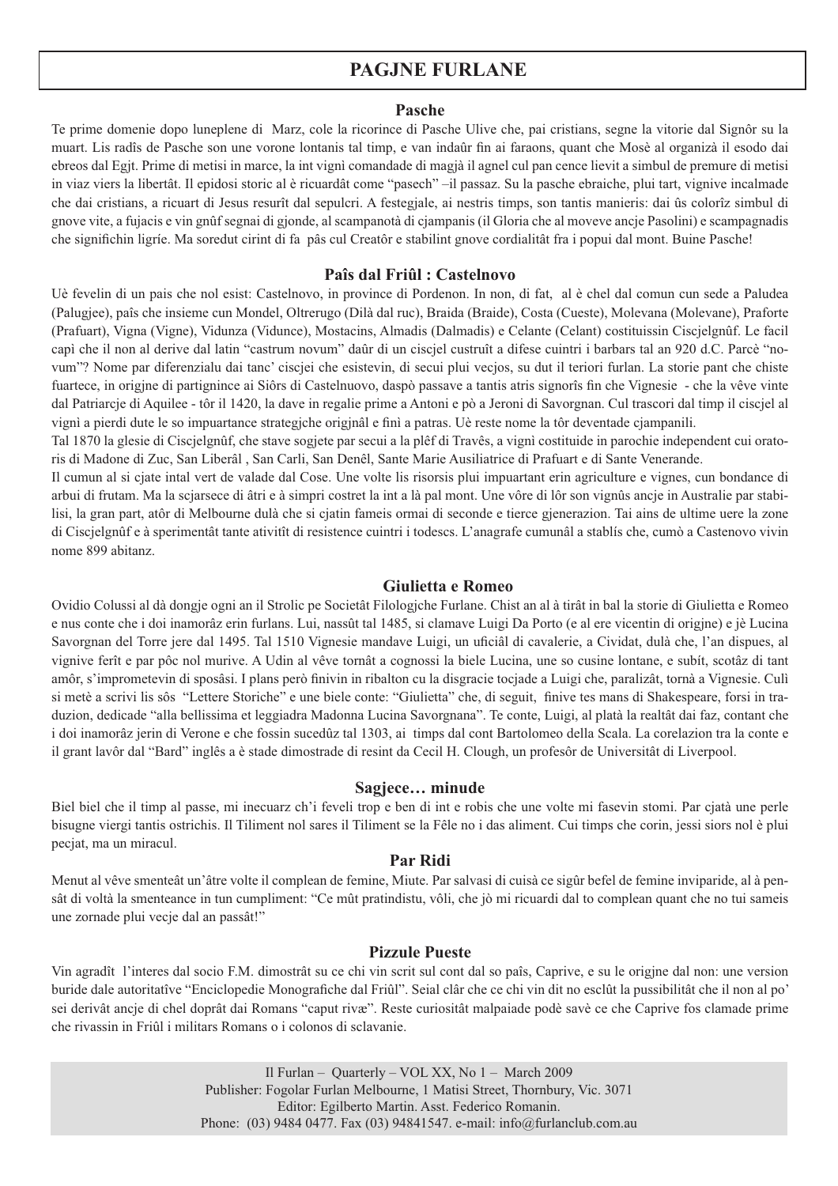# PAGJNE FURLANE

## Pasche

Te prime domenie dopo luneplene di  Marz, cole la ricorince di Pasche Ulive che, pai cristians, segne la vitorie dal Signôr su la muart. Lis radîs de Pasche son une vorone lontanis tal timp, e van indaûr fin ai faraons, quant che Mosè al organizà il esodo dai ebreos dal Egjt. Prime di metisi in marce, la int vignì comandade di magjà il agnel cul pan cence lievit a simbul de premure di metisi in viaz viers la libertât. Il epidosi storic al è ricuardât come "pasech" –il passaz. Su la pasche ebraiche, plui tart, vignive incalmade che dai cristians, a ricuart di Jesus resurît dal sepulcri. A festegjale, ai nestris timps, son tantis manieris: dai ûs colorîz simbul di gnove vite, a fujacis e vin gnûf segnai di gjonde, al scampanotà di cjampanis (il Gloria che al moveve ancje Pasolini) e scampagnadis che significhin ligríe. Ma soredut cirint di fa  pâs cul Creatôr e stabilint gnove cordialitât fra i popui dal mont. Buine Pasche!

## Paîs dal Friûl : Castelnovo

Uè fevelin di un pais che nol esist: Castelnovo, in province di Pordenon. In non, di fat,  al è chel dal comun cun sede a Paludea (Palugjee), paîs che insieme cun Mondel, Oltrerugo (Dilà dal ruc), Braida (Braide), Costa (Cueste), Molevana (Molevane), Praforte (Prafuart), Vigna (Vigne), Vidunza (Vidunce), Mostacins, Almadis (Dalmadis) e Celante (Celant) costituissin Ciscjelgnûf. Le facil capì che il non al derive dal latin "castrum novum" daûr di un ciscjel custruît a difese cuintri i barbars tal an 920 d.C. Parcè "novum"? Nome par diferenzialu dai tanc' ciscjei che esistevin, di secui plui vecjos, su dut il teriori furlan. La storie pant che chiste fuartece, in origjne di partignince ai Siôrs di Castelnuovo, daspò passave a tantis atris signorîs fin che Vignesie  - che la vêve vinte dal Patriarcje di Aquilee - tôr il 1420, la dave in regalie prime a Antoni e pò a Jeroni di Savorgnan. Cul trascori dal timp il ciscjel al vignì a pierdi dute le so impuartance strategjche origjnâl e finì a patras. Uè reste nome la tôr deventade cjampanili.

Tal 1870 la glesie di Ciscjelgnûf, che stave sogjete par secui a la plêf di Travês, a vignì costituide in parochie independent cui oratoris di Madone di Zuc, San Liberâl , San Carli, San Denêl, Sante Marie Ausiliatrice di Prafuart e di Sante Venerande.

Il cumun al si cjate intal vert de valade dal Cose. Une volte lis risorsis plui impuartant erin agriculture e vignes, cun bondance di arbui di frutam. Ma la scjarsece di âtri e à simpri costret la int a là pal mont. Une vôre di lôr son vignûs ancje in Australie par stabilisi, la gran part, atôr di Melbourne dulà che si cjatin fameis ormai di seconde e tierce gjenerazion. Tai ains de ultime uere la zone di Ciscjelgnûf e à sperimentât tante ativitît di resistence cuintri i todescs. L'anagrafe cumunâl a stablís che, cumò a Castenovo vivin nome 899 abitanz.

## Giulietta e Romeo

Ovidio Colussi al dà dongje ogni an il Strolic pe Societât Filologjche Furlane. Chist an al à tirât in bal la storie di Giulietta e Romeo e nus conte che i doi inamorâz erin furlans. Lui, nassût tal 1485, si clamave Luigi Da Porto (e al ere vicentin di origjne) e jè Lucina Savorgnan del Torre jere dal 1495. Tal 1510 Vignesie mandave Luigi, un uficiâl di cavalerie, a Cividat, dulà che, l'an dispues, al vignive ferît e par pôc nol murive. A Udin al vêve tornât a cognossi la biele Lucina, une so cusine lontane, e subít, scotâz di tant amôr, s'imprometevin di sposâsi. I plans però finivin in ribalton cu la disgracie tocjade a Luigi che, paralizât, tornà a Vignesie. Culì si metè a scrivi lis sôs  "Lettere Storiche" e une biele conte: "Giulietta" che, di seguit,  finive tes mans di Shakespeare, forsi in traduzion, dedicade "alla bellissima et leggiadra Madonna Lucina Savorgnana". Te conte, Luigi, al platà la realtât dal faz, contant che i doi inamorâz jerin di Verone e che fossin sucedûz tal 1303, ai  timps dal cont Bartolomeo della Scala. La corelazion tra la conte e il grant lavôr dal "Bard" inglês a è stade dimostrade di resint da Cecil H. Clough, un profesôr de Universitât di Liverpool.

## Sagjece… minude

Biel biel che il timp al passe, mi inecuarz ch'i feveli trop e ben di int e robis che une volte mi fasevin stomi. Par cjatà une perle bisugne viergi tantis ostrichis. Il Tiliment nol sares il Tiliment se la Fêle no i das aliment. Cui timps che corin, jessi siors nol è plui pecjat, ma un miracul.

## Par Ridi

Menut al vêve smenteât un'âtre volte il complean de femine, Miute. Par salvasi di cuisà ce sigûr befel de femine inviparide, al à pensât di voltà la smenteance in tun cumpliment: "Ce mût pratindistu, vôli, che jò mi ricuardi dal to complean quant che no tui sameis une zornade plui vecje dal an passât!"

## Pizzule Pueste

Vin agradît  l'interes dal socio F.M. dimostrât su ce chi vin scrit sul cont dal so païs, Caprive, e su le origjne dal non: une version buride dale autoritatîve "Enciclopedie Monografiche dal Friûl". Seial clâr che ce chi vin dit no esclût la pussibilitât che il non al po' sei derivât ancje di chel doprât dai Romans "caput rivæ". Reste curiositât malpaiade podè savè ce che Caprive fos clamade prime che rivassin in Friûl i militars Romans o i colonos di sclavanie.

Il Furlan – Quarterly – VOL XX, No 1 – March 2009
Publisher: Fogolar Furlan Melbourne, 1 Matisi Street, Thornbury, Vic. 3071
Editor: Egilberto Martin. Asst. Federico Romanin.
Phone: (03) 9484 0477. Fax (03) 94841547. e-mail: info@furlanclub.com.au